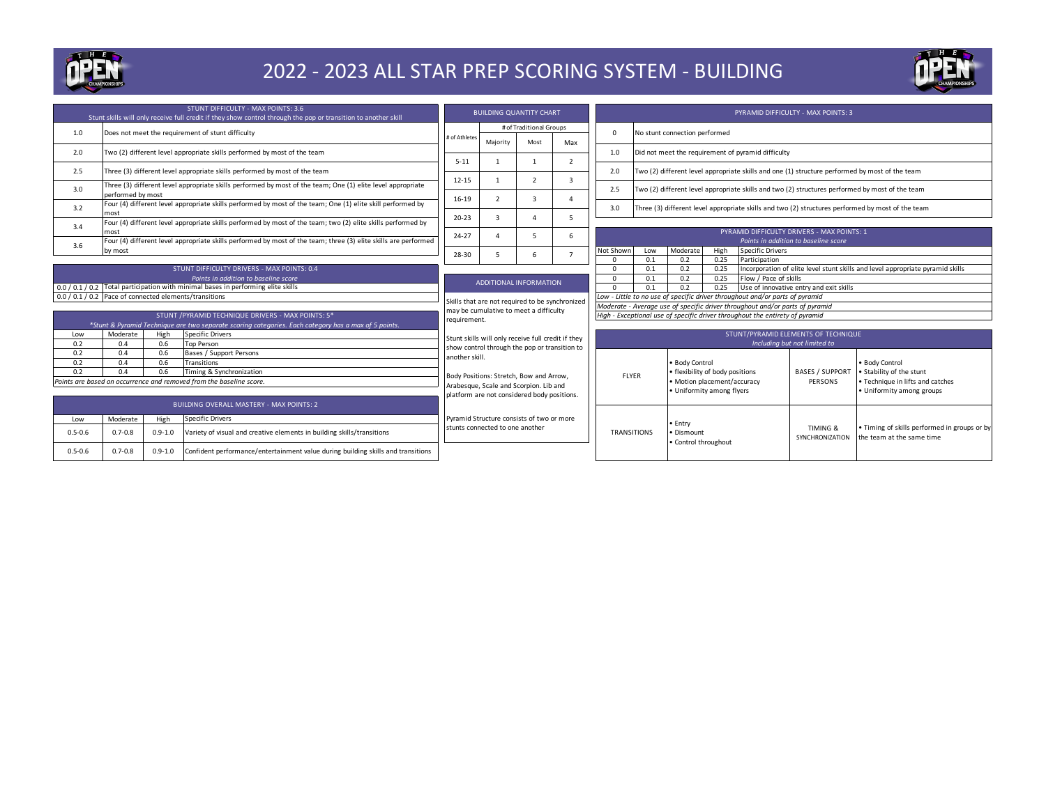# 2022 - 2023 ALL STAR PREP SCORING SYSTEM - BUILDING

| STUNT DIFFICULTY - MAX POINTS: 3.6<br>Stunt skills will only receive full credit if they show control through the pop or transition to another skill | |
|---|---|
| 1.0 | Does not meet the requirement of stunt difficulty |
| 2.0 | Two (2) different level appropriate skills performed by most of the team |
| 2.5 | Three (3) different level appropriate skills performed by most of the team |
| 3.0 | Three (3) different level appropriate skills performed by most of the team; One (1) elite level appropriate performed by most |
| 3.2 | Four (4) different level appropriate skills performed by most of the team; One (1) elite skill performed by most |
| 3.4 | Four (4) different level appropriate skills performed by most of the team; two (2) elite skills performed by most |
| 3.6 | Four (4) different level appropriate skills performed by most of the team; three (3) elite skills are performed by most |

| STUNT DIFFICULTY DRIVERS - MAX POINTS: 0.4<br>*Points in addition to baseline score* | |
|---|---|
| 0.0 / 0.1 / 0.2 | Total participation with minimal bases in performing elite skills |
| 0.0 / 0.1 / 0.2 | Pace of connected elements/transitions |

| STUNT /PYRAMID TECHNIQUE DRIVERS - MAX POINTS: 5*<br>*\*Stunt & Pyramid Technique are two separate scoring categories. Each category has a max of 5 points.* | | | |
|---|---|---|---|
| Low | Moderate | High | Specific Drivers |
| 0.2 | 0.4 | 0.6 | Top Person |
| 0.2 | 0.4 | 0.6 | Bases / Support Persons |
| 0.2 | 0.4 | 0.6 | Transitions |
| 0.2 | 0.4 | 0.6 | Timing & Synchronization |
| *Points are based on occurrence and removed from the baseline score.* | | | |

| BUILDING OVERALL MASTERY - MAX POINTS: 2 | | | |
|---|---|---|---|
| Low | Moderate | High | Specific Drivers |
| 0.5-0.6 | 0.7-0.8 | 0.9-1.0 | Variety of visual and creative elements in building skills/transitions |
| 0.5-0.6 | 0.7-0.8 | 0.9-1.0 | Confident performance/entertainment value during building skills and transitions |

| BUILDING QUANTITY CHART | | | |
|---|---|---|---|
| # of Athletes | # of Traditional Groups | | |
| | Majority | Most | Max |
| 5-11 | 1 | 1 | 2 |
| 12-15 | 1 | 2 | 3 |
| 16-19 | 2 | 3 | 4 |
| 20-23 | 3 | 4 | 5 |
| 24-27 | 4 | 5 | 6 |
| 28-30 | 5 | 6 | 7 |

**ADDITIONAL INFORMATION**

Skills that are not required to be synchronized may be cumulative to meet a difficulty requirement.

Stunt skills will only receive full credit if they show control through the pop or transition to another skill.

Body Positions: Stretch, Bow and Arrow, Arabesque, Scale and Scorpion. Lib and platform are not considered body positions.

Pyramid Structure consists of two or more stunts connected to one another

| PYRAMID DIFFICULTY - MAX POINTS: 3 | |
|---|---|
| 0 | No stunt connection performed |
| 1.0 | Did not meet the requirement of pyramid difficulty |
| 2.0 | Two (2) different level appropriate skills and one (1) structure performed by most of the team |
| 2.5 | Two (2) different level appropriate skills and two (2) structures performed by most of the team |
| 3.0 | Three (3) different level appropriate skills and two (2) structures performed by most of the team |

| PYRAMID DIFFICULTY DRIVERS - MAX POINTS: 1<br>*Points in addition to baseline score* | | | | |
|---|---|---|---|---|
| Not Shown | Low | Moderate | High | Specific Drivers |
| 0 | 0.1 | 0.2 | 0.25 | Participation |
| 0 | 0.1 | 0.2 | 0.25 | Incorporation of elite level stunt skills and level appropriate pyramid skills |
| 0 | 0.1 | 0.2 | 0.25 | Flow / Pace of skills |
| 0 | 0.1 | 0.2 | 0.25 | Use of innovative entry and exit skills |
| *Low - Little to no use of specific driver throughout and/or parts of pyramid* | | | | |
| *Moderate - Average use of specific driver throughout and/or parts of pyramid* | | | | |
| *High - Exceptional use of specific driver throughout the entirety of pyramid* | | | | |

| STUNT/PYRAMID ELEMENTS OF TECHNIQUE<br>*Including but not limited to* | | | |
|---|---|---|---|
| FLYER | • Body Control<br>• flexibility of body positions<br>• Motion placement/accuracy<br>• Uniformity among flyers | BASES / SUPPORT PERSONS | • Body Control<br>• Stability of the stunt<br>• Technique in lifts and catches<br>• Uniformity among groups |
| TRANSITIONS | • Entry<br>• Dismount<br>• Control throughout | TIMING & SYNCHRONIZATION | • Timing of skills performed in groups or by the team at the same time |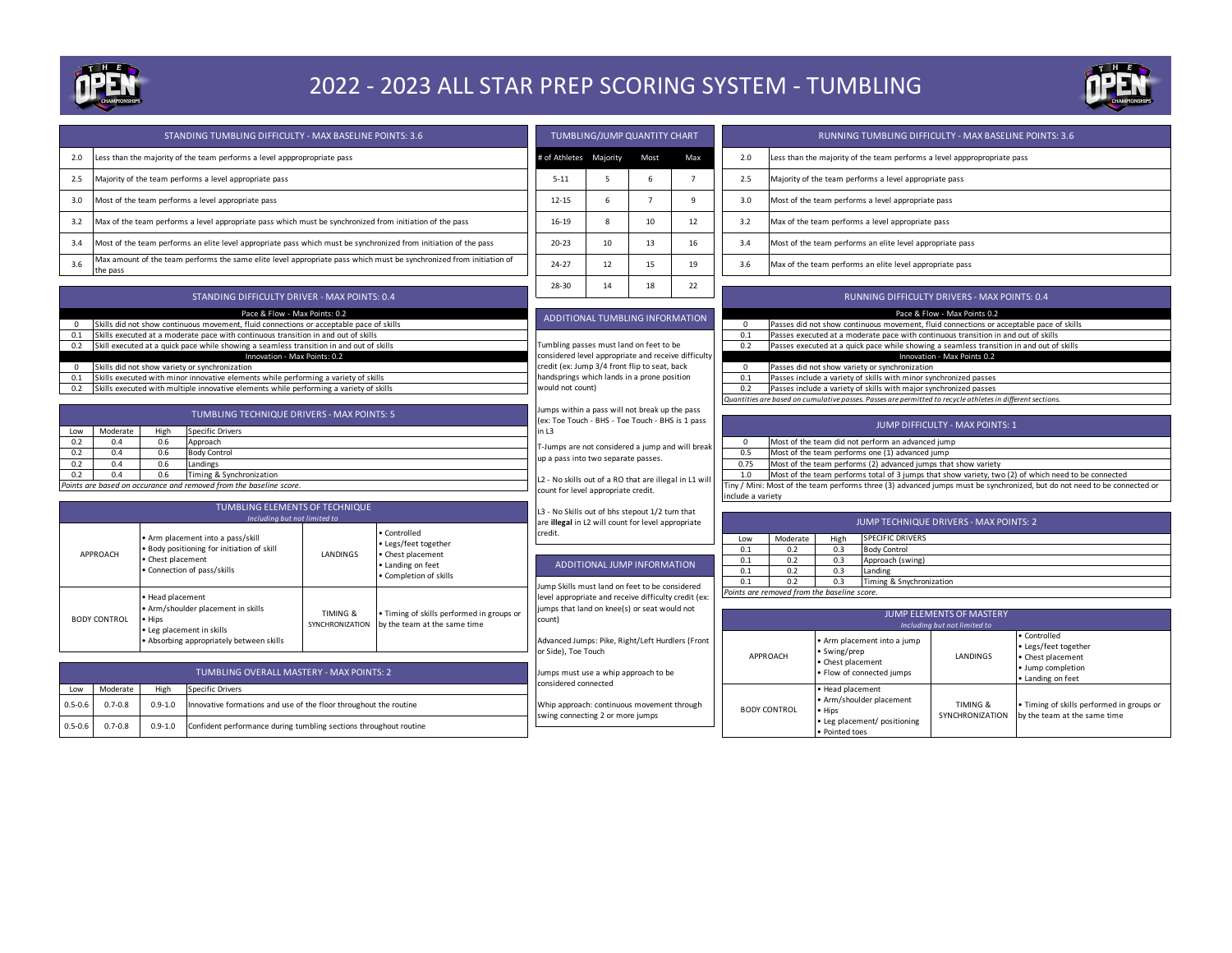# 2022 - 2023 ALL STAR PREP SCORING SYSTEM - TUMBLING

## STANDING TUMBLING DIFFICULTY - MAX BASELINE POINTS: 3.6

| | |
|---|---|
| 2.0 | Less than the majority of the team performs a level apppropropriate pass |
| 2.5 | Majority of the team performs a level appropriate pass |
| 3.0 | Most of the team performs a level appropriate pass |
| 3.2 | Max of the team performs a level appropriate pass which must be synchronized from initiation of the pass |
| 3.4 | Most of the team performs an elite level appropriate pass which must be synchronized from initiation of the pass |
| 3.6 | Max amount of the team performs the same elite level appropriate pass which must be synchronized from initiation of the pass |

## STANDING DIFFICULTY DRIVER - MAX POINTS: 0.4

| | |
|---|---|
| | **Pace & Flow - Max Points: 0.2** |
| 0 | Skills did not show continuous movement, fluid connections or acceptable pace of skills |
| 0.1 | Skills executed at a moderate pace with continuous transition in and out of skills |
| 0.2 | Skill executed at a quick pace while showing a seamless transition in and out of skills |
| | **Innovation - Max Points: 0.2** |
| 0 | Skills did not show variety or synchronization |
| 0.1 | Skills executed with minor innovative elements while performing a variety of skills |
| 0.2 | Skills executed with multiple innovative elements while performing a variety of skills |

## TUMBLING TECHNIQUE DRIVERS - MAX POINTS: 5

| Low | Moderate | High | Specific Drivers |
|---|---|---|---|
| 0.2 | 0.4 | 0.6 | Approach |
| 0.2 | 0.4 | 0.6 | Body Control |
| 0.2 | 0.4 | 0.6 | Landings |
| 0.2 | 0.4 | 0.6 | Timing & Synchronization |

*Points are based on occurance and removed from the baseline score.*

## TUMBLING ELEMENTS OF TECHNIQUE

*Including but not limited to*

| | | | |
|---|---|---|---|
| APPROACH | • Arm placement into a pass/skill<br>• Body positioning for initiation of skill<br>• Chest placement<br>• Connection of pass/skills | LANDINGS | • Controlled<br>• Legs/feet together<br>• Chest placement<br>• Landing on feet<br>• Completion of skills |
| BODY CONTROL | • Head placement<br>• Arm/shoulder placement in skills<br>• Hips<br>• Leg placement in skills<br>• Absorbing appropriately between skills | TIMING & SYNCHRONIZATION | • Timing of skills performed in groups or by the team at the same time |

## TUMBLING OVERALL MASTERY - MAX POINTS: 2

| Low | Moderate | High | Specific Drivers |
|---|---|---|---|
| 0.5-0.6 | 0.7-0.8 | 0.9-1.0 | Innovative formations and use of the floor throughout the routine |
| 0.5-0.6 | 0.7-0.8 | 0.9-1.0 | Confident performance during tumbling sections throughout routine |

## TUMBLING/JUMP QUANTITY CHART

| # of Athletes | Majority | Most | Max |
|---|---|---|---|
| 5-11 | 5 | 6 | 7 |
| 12-15 | 6 | 7 | 9 |
| 16-19 | 8 | 10 | 12 |
| 20-23 | 10 | 13 | 16 |
| 24-27 | 12 | 15 | 19 |
| 28-30 | 14 | 18 | 22 |

## ADDITIONAL TUMBLING INFORMATION

Tumbling passes must land on feet to be considered level appropriate and receive difficulty credit (ex: Jump 3/4 front flip to seat, back handsprings which lands in a prone position would not count)

Jumps within a pass will not break up the pass (ex: Toe Touch - BHS - Toe Touch - BHS is 1 pass in L3

T-Jumps are not considered a jump and will break up a pass into two separate passes.

L2 - No skills out of a RO that are illegal in L1 will count for level appropriate credit.

L3 - No Skills out of bhs stepout 1/2 turn that are **illegal** in L2 will count for level appropriate credit.

## ADDITIONAL JUMP INFORMATION

Jump Skills must land on feet to be considered level appropriate and receive difficulty credit (ex: jumps that land on knee(s) or seat would not count)

Advanced Jumps: Pike, Right/Left Hurdlers (Front or Side), Toe Touch

Jumps must use a whip approach to be considered connected

Whip approach: continuous movement through swing connecting 2 or more jumps

## RUNNING TUMBLING DIFFICULTY - MAX BASELINE POINTS: 3.6

| | |
|---|---|
| 2.0 | Less than the majority of the team performs a level apppropropriate pass |
| 2.5 | Majority of the team performs a level appropriate pass |
| 3.0 | Most of the team performs a level appropriate pass |
| 3.2 | Max of the team performs a level appropriate pass |
| 3.4 | Most of the team performs an elite level appropriate pass |
| 3.6 | Max of the team performs an elite level appropriate pass |

## RUNNING DIFFICULTY DRIVERS - MAX POINTS: 0.4

| | |
|---|---|
| | **Pace & Flow - Max Points 0.2** |
| 0 | Passes did not show continuous movement, fluid connections or acceptable pace of skills |
| 0.1 | Passes executed at a moderate pace with continuous transition in and out of skills |
| 0.2 | Passes executed at a quick pace while showing a seamless transition in and out of skills |
| | **Innovation - Max Points 0.2** |
| 0 | Passes did not show variety or synchronization |
| 0.1 | Passes include a variety of skills with minor synchronized passes |
| 0.2 | Passes include a variety of skills with major synchronized passes |

*Quantities are based on cumulative passes. Passes are permitted to recycle athletes in different sections.*

## JUMP DIFFICULTY - MAX POINTS: 1

| | |
|---|---|
| 0 | Most of the team did not perform an advanced jump |
| 0.5 | Most of the team performs one (1) advanced jump |
| 0.75 | Most of the team performs (2) advanced jumps that show variety |
| 1.0 | Most of the team performs total of 3 jumps that show variety, two (2) of which need to be connected |

Tiny / Mini: Most of the team performs three (3) advanced jumps must be synchronized, but do not need to be connected or include a variety

## JUMP TECHNIQUE DRIVERS - MAX POINTS: 2

| Low | Moderate | High | SPECIFIC DRIVERS |
|---|---|---|---|
| 0.1 | 0.2 | 0.3 | Body Control |
| 0.1 | 0.2 | 0.3 | Approach (swing) |
| 0.1 | 0.2 | 0.3 | Landing |
| 0.1 | 0.2 | 0.3 | Timing & Snychronization |

*Points are removed from the baseline score.*

## JUMP ELEMENTS OF MASTERY

*Including but not limited to*

| | | | |
|---|---|---|---|
| APPROACH | • Arm placement into a jump<br>• Swing/prep<br>• Chest placement<br>• Flow of connected jumps | LANDINGS | • Controlled<br>• Legs/feet together<br>• Chest placement<br>• Jump completion<br>• Landing on feet |
| BODY CONTROL | • Head placement<br>• Arm/shoulder placement<br>• Hips<br>• Leg placement/ positioning<br>• Pointed toes | TIMING & SYNCHRONIZATION | • Timing of skills performed in groups or by the team at the same time |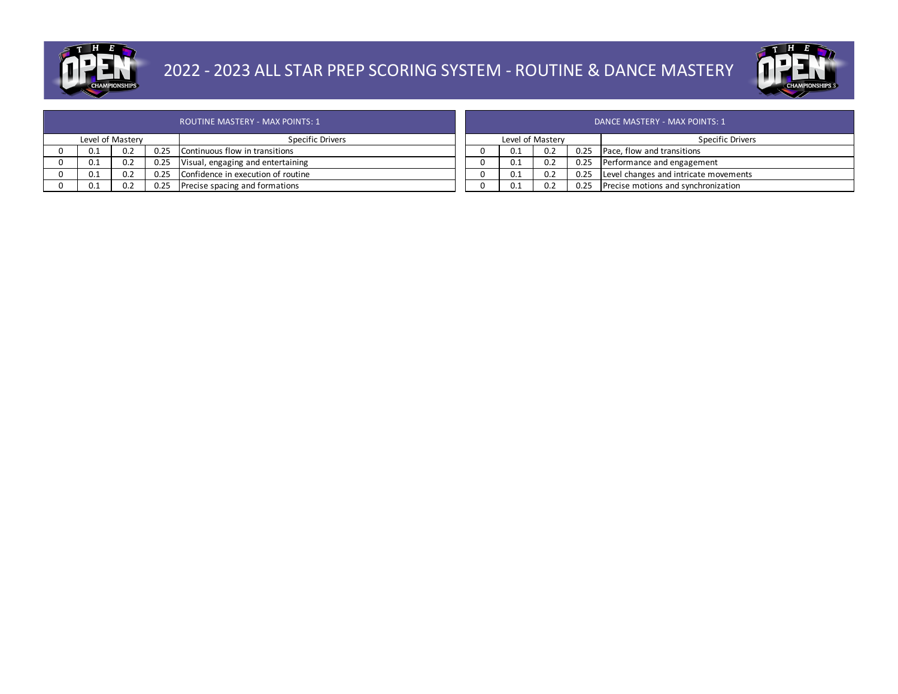# 2022 - 2023 ALL STAR PREP SCORING SYSTEM - ROUTINE & DANCE MASTERY

| ROUTINE MASTERY - MAX POINTS: 1 | | | | |
|---|---|---|---|---|
| Level of Mastery | | | | Specific Drivers |
| 0 | 0.1 | 0.2 | 0.25 | Continuous flow in transitions |
| 0 | 0.1 | 0.2 | 0.25 | Visual, engaging and entertaining |
| 0 | 0.1 | 0.2 | 0.25 | Confidence in execution of routine |
| 0 | 0.1 | 0.2 | 0.25 | Precise spacing and formations |

| DANCE MASTERY - MAX POINTS: 1 | | | | |
|---|---|---|---|---|
| Level of Mastery | | | | Specific Drivers |
| 0 | 0.1 | 0.2 | 0.25 | Pace, flow and transitions |
| 0 | 0.1 | 0.2 | 0.25 | Performance and engagement |
| 0 | 0.1 | 0.2 | 0.25 | Level changes and intricate movements |
| 0 | 0.1 | 0.2 | 0.25 | Precise motions and synchronization |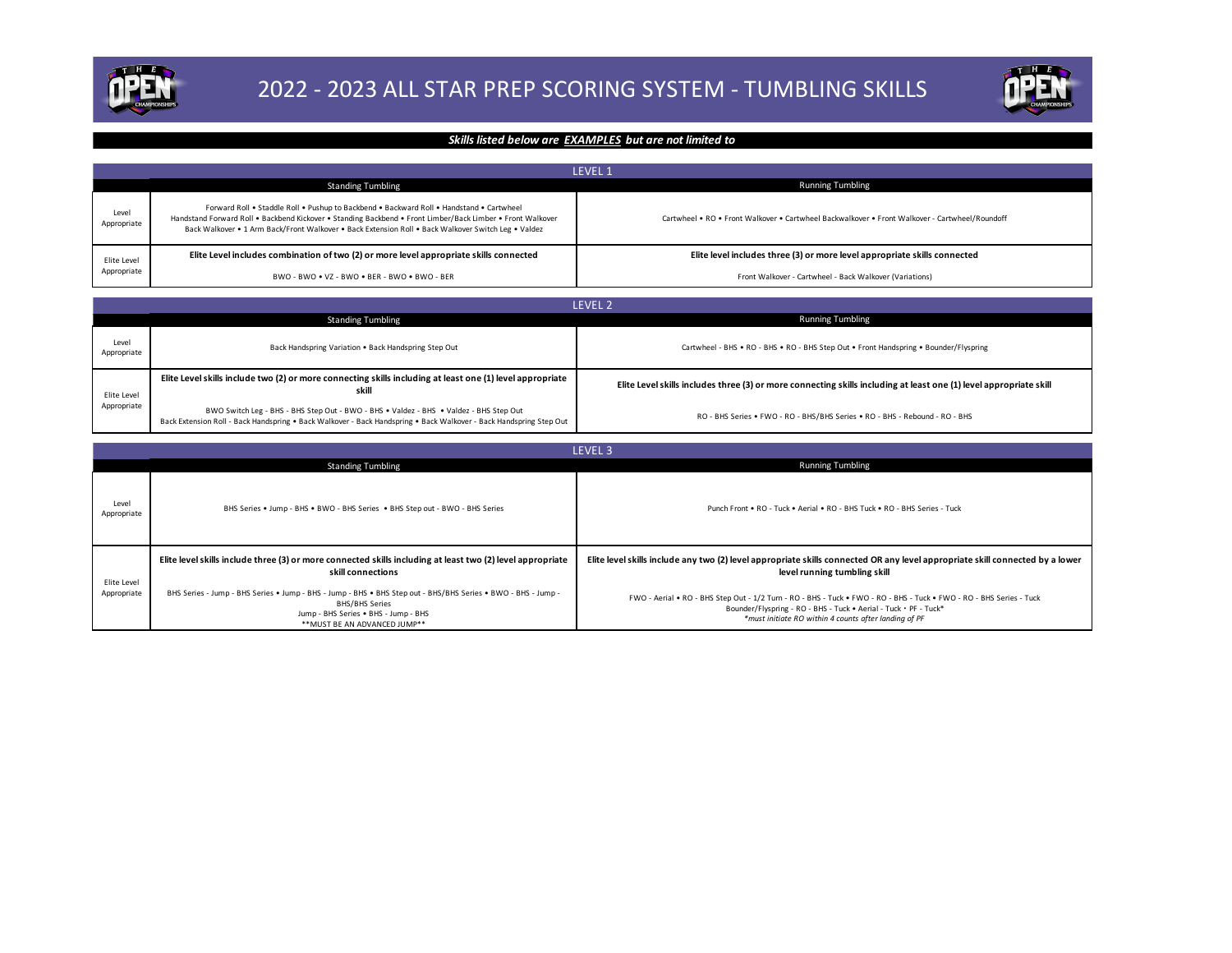# 2022 - 2023 ALL STAR PREP SCORING SYSTEM - TUMBLING SKILLS

***Skills listed below are EXAMPLES but are not limited to***

## LEVEL 1

| | Standing Tumbling | Running Tumbling |
|---|---|---|
| Level Appropriate | Forward Roll • Staddle Roll • Pushup to Backbend • Backward Roll • Handstand • Cartwheel Handstand Forward Roll • Backbend Kickover • Standing Backbend • Front Limber/Back Limber • Front Walkover Back Walkover • 1 Arm Back/Front Walkover • Back Extension Roll • Back Walkover Switch Leg • Valdez | Cartwheel • RO • Front Walkover • Cartwheel Backwalkover • Front Walkover - Cartwheel/Roundoff |
| Elite Level Appropriate | **Elite Level includes combination of two (2) or more level appropriate skills connected** BWO - BWO • VZ - BWO • BER - BWO • BWO - BER | **Elite level includes three (3) or more level appropriate skills connected** Front Walkover - Cartwheel - Back Walkover (Variations) |

## LEVEL 2

| | Standing Tumbling | Running Tumbling |
|---|---|---|
| Level Appropriate | Back Handspring Variation • Back Handspring Step Out | Cartwheel - BHS • RO - BHS • RO - BHS Step Out • Front Handspring • Bounder/Flyspring |
| Elite Level Appropriate | **Elite Level skills include two (2) or more connecting skills including at least one (1) level appropriate skill** BWO Switch Leg - BHS - BHS Step Out - BWO - BHS • Valdez - BHS • Valdez - BHS Step Out Back Extension Roll - Back Handspring • Back Walkover - Back Handspring • Back Walkover - Back Handspring Step Out | **Elite Level skills includes three (3) or more connecting skills including at least one (1) level appropriate skill** RO - BHS Series • FWO - RO - BHS/BHS Series • RO - BHS - Rebound - RO - BHS |

## LEVEL 3

| | Standing Tumbling | Running Tumbling |
|---|---|---|
| Level Appropriate | BHS Series • Jump - BHS • BWO - BHS Series • BHS Step out - BWO - BHS Series | Punch Front • RO - Tuck • Aerial • RO - BHS Tuck • RO - BHS Series - Tuck |
| Elite Level Appropriate | **Elite level skills include three (3) or more connected skills including at least two (2) level appropriate skill connections** BHS Series - Jump - BHS Series • Jump - BHS - Jump - BHS • BHS Step out - BHS/BHS Series • BWO - BHS - Jump - BHS/BHS Series Jump - BHS Series • BHS - Jump - BHS **MUST BE AN ADVANCED JUMP** | **Elite level skills include any two (2) level appropriate skills connected OR any level appropriate skill connected by a lower level running tumbling skill** FWO - Aerial • RO - BHS Step Out - 1/2 Turn - RO - BHS - Tuck • FWO - RO - BHS - Tuck • FWO - RO - BHS Series - Tuck Bounder/Flyspring - RO - BHS - Tuck • Aerial - Tuck • PF - Tuck* *\*must initiate RO within 4 counts after landing of PF* |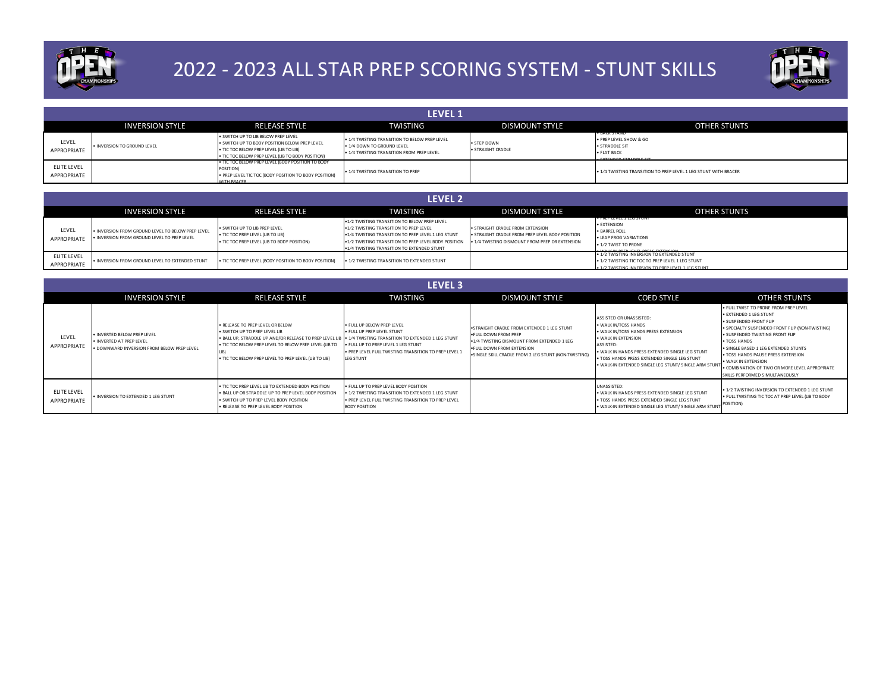# 2022 - 2023 ALL STAR PREP SCORING SYSTEM - STUNT SKILLS

## LEVEL 1

| | INVERSION STYLE | RELEASE STYLE | TWISTING | DISMOUNT STYLE | OTHER STUNTS |
|---|---|---|---|---|---|
| LEVEL APPROPRIATE | • INVERSION TO GROUND LEVEL | • SWITCH UP TO LIB BELOW PREP LEVEL<br>• SWITCH UP TO BODY POSITION BELOW PREP LEVEL<br>• TIC TOC BELOW PREP LEVEL (LIB TO LIB)<br>• TIC TOC BELOW PREP LEVEL (LIB TO BODY POSITION) | • 1/4 TWISTING TRANSITION TO BELOW PREP LEVEL<br>• 1/4 DOWN TO GROUND LEVEL<br>• 1/4 TWISTING TRANSITION FROM PREP LEVEL | • STEP DOWN<br>• STRAIGHT CRADLE | • BACK STAND<br>• PREP LEVEL SHOW & GO<br>• STRADDLE SIT<br>• FLAT BACK<br>• EXTENDED STRADDLE SIT |
| ELITE LEVEL APPROPRIATE | | • TIC TOC BELOW PREP LEVEL (BODY POSITION TO BODY POSITION)<br>• PREP LEVEL TIC TOC (BODY POSITION TO BODY POSITION) WITH BRACER | • 1/4 TWISTING TRANSITION TO PREP | | • 1/4 TWISTING TRANSITION TO PREP LEVEL 1 LEG STUNT WITH BRACER |

## LEVEL 2

| | INVERSION STYLE | RELEASE STYLE | TWISTING | DISMOUNT STYLE | OTHER STUNTS |
|---|---|---|---|---|---|
| LEVEL APPROPRIATE | • INVERSION FROM GROUND LEVEL TO BELOW PREP LEVEL<br>• INVERSION FROM GROUND LEVEL TO PREP LEVEL | • SWITCH UP TO LIB PREP LEVEL<br>• TIC TOC PREP LEVEL (LIB TO LIB)<br>• TIC TOC PREP LEVEL (LIB TO BODY POSITION) | • 1/2 TWISTING TRANSITION TO BELOW PREP LEVEL<br>• 1/2 TWISTING TRANSITION TO PREP LEVEL<br>• 1/4 TWISTING TRANSITION TO PREP LEVEL 1 LEG STUNT<br>• 1/2 TWISTING TRANSITION TO PREP LEVEL BODY POSITION<br>• 1/4 TWISTING TRANSITION TO EXTENDED STUNT | • STRAIGHT CRADLE FROM EXTENSION<br>• STRAIGHT CRADLE FROM PREP LEVEL BODY POSITION<br>• 1/4 TWISTING DISMOUNT FROM PREP OR EXTENSION | • PREP LEVEL 1 LEG STUNT<br>• EXTENSION<br>• BARREL ROLL<br>• LEAP FROG VARIATIONS<br>• 1/2 TWIST TO PRONE<br>• WALK IN PREP LEVEL PRESS EXTENSION |
| ELITE LEVEL APPROPRIATE | • INVERSION FROM GROUND LEVEL TO EXTENDED STUNT | • TIC TOC PREP LEVEL (BODY POSITION TO BODY POSITION) | • 1/2 TWISTING TRANSITION TO EXTENDED STUNT | | • 1/2 TWISTING INVERSION TO EXTENDED STUNT<br>• 1/2 TWISTING TIC TOC TO PREP LEVEL 1 LEG STUNT<br>• 1/2 TWISTING INVERSION TO PREP LEVEL 1 LEG STUNT |

## LEVEL 3

| | INVERSION STYLE | RELEASE STYLE | TWISTING | DISMOUNT STYLE | COED STYLE | OTHER STUNTS |
|---|---|---|---|---|---|---|
| LEVEL APPROPRIATE | • INVERTED BELOW PREP LEVEL<br>• INVERTED AT PREP LEVEL<br>• DOWNWARD INVERSION FROM BELOW PREP LEVEL | • RELEASE TO PREP LEVEL OR BELOW<br>• SWITCH UP TO PREP LEVEL LIB<br>• BALL UP, STRADDLE UP AND/OR RELEASE TO PREP LEVEL LIB<br>• TIC TOC BELOW PREP LEVEL TO BELOW PREP LEVEL (LIB TO LIB)<br>• TIC TOC BELOW PREP LEVEL TO PREP LEVEL (LIB TO LIB) | • FULL UP BELOW PREP LEVEL<br>• FULL UP PREP LEVEL STUNT<br>• 1/4 TWISTING TRANSITION TO EXTENDED 1 LEG STUNT<br>• FULL UP TO PREP LEVEL 1 LEG STUNT<br>• PREP LEVEL FULL TWISTING TRANSITION TO PREP LEVEL 1 LEG STUNT | • STRAIGHT CRADLE FROM EXTENDED 1 LEG STUNT<br>• FULL DOWN FROM PREP<br>• 1/4 TWISTING DISMOUNT FROM EXTENDED 1 LEG<br>• FULL DOWN FROM EXTENSION<br>• SINGLE SKILL CRADLE FROM 2 LEG STUNT (NON-TWISTING) | ASSISTED OR UNASSISTED:<br>• WALK IN/TOSS HANDS<br>• WALK IN/TOSS HANDS PRESS EXTENSION<br>• WALK IN EXTENSION<br>ASSISTED:<br>• WALK IN HANDS PRESS EXTENDED SINGLE LEG STUNT<br>• TOSS HANDS PRESS EXTENDED SINGLE LEG STUNT<br>• WALK-IN EXTENDED SINGLE LEG STUNT/ SINGLE ARM STUNT | • FULL TWIST TO PRONE FROM PREP LEVEL<br>• EXTENDED 1 LEG STUNT<br>• SUSPENDED FRONT FLIP<br>• SPECIALTY SUSPENDED FRONT FLIP (NON-TWISTING)<br>• SUSPENDED TWISTING FRONT FLIP<br>• TOSS HANDS<br>• SINGLE BASED 1 LEG EXTENDED STUNTS<br>• TOSS HANDS PAUSE PRESS EXTENSION<br>• WALK IN EXTENSION<br>• COMBINATION OF TWO OR MORE LEVEL APPROPRIATE SKILLS PERFORMED SIMULTANEOUSLY |
| ELITE LEVEL APPROPRIATE | • INVERSION TO EXTENDED 1 LEG STUNT | • TIC TOC PREP LEVEL LIB TO EXTENDED BODY POSITION<br>• BALL UP OR STRADDLE UP TO PREP LEVEL BODY POSITION<br>• SWITCH UP TO PREP LEVEL BODY POSITION<br>• RELEASE TO PREP LEVEL BODY POSITION | • FULL UP TO PREP LEVEL BODY POSITION<br>• 1/2 TWISTING TRANSITION TO EXTENDED 1 LEG STUNT<br>• PREP LEVEL FULL TWISTING TRANSITION TO PREP LEVEL BODY POSITION | | UNASSISTED:<br>• WALK IN HANDS PRESS EXTENDED SINGLE LEG STUNT<br>• TOSS HANDS PRESS EXTENDED SINGLE LEG STUNT<br>• WALK-IN EXTENDED SINGLE LEG STUNT/ SINGLE ARM STUNT | • 1/2 TWISTING INVERSION TO EXTENDED 1 LEG STUNT<br>• FULL TWISTING TIC TOC AT PREP LEVEL (LIB TO BODY POSITION) |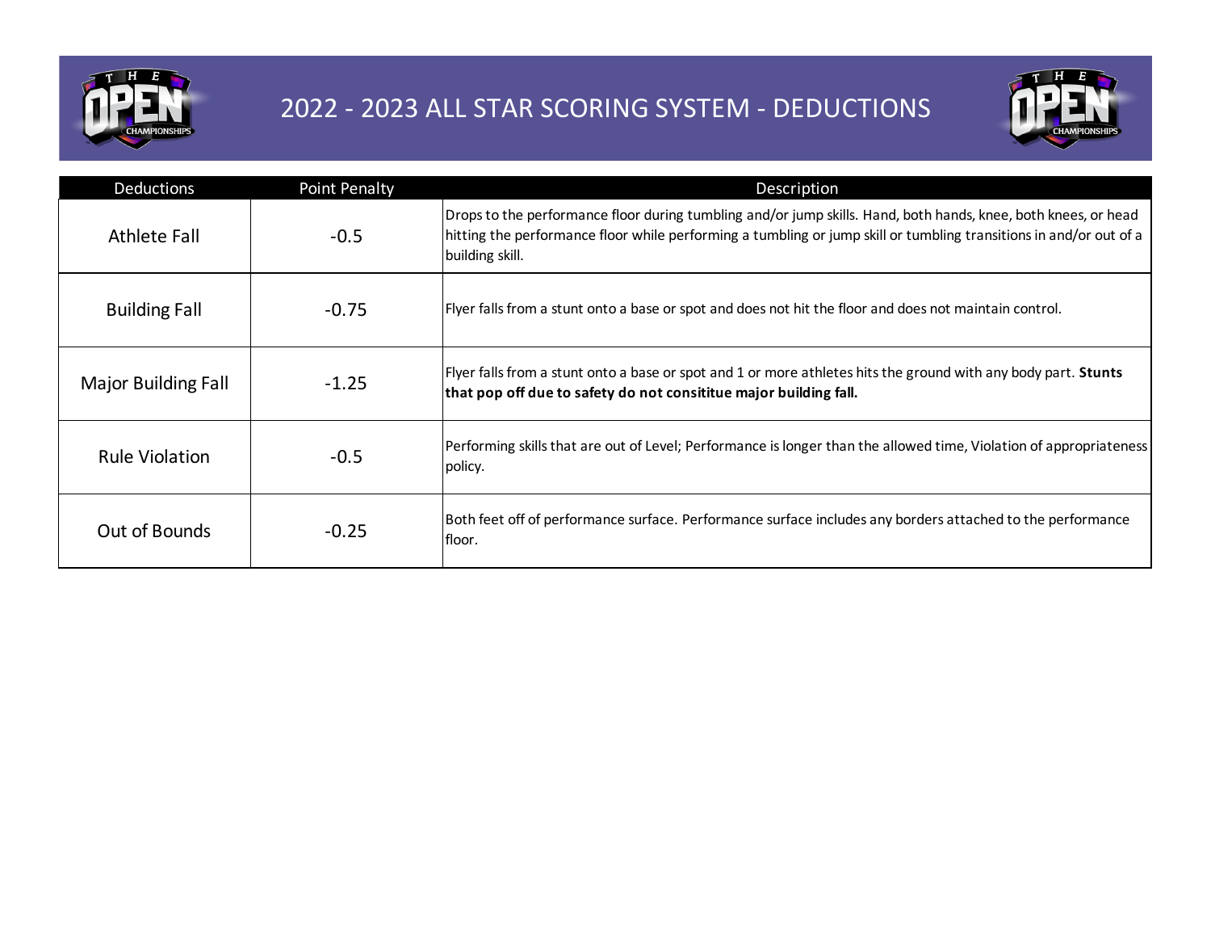# 2022 - 2023 ALL STAR SCORING SYSTEM - DEDUCTIONS

| Deductions | Point Penalty | Description |
|---|---|---|
| Athlete Fall | -0.5 | Drops to the performance floor during tumbling and/or jump skills. Hand, both hands, knee, both knees, or head hitting the performance floor while performing a tumbling or jump skill or tumbling transitions in and/or out of a building skill. |
| Building Fall | -0.75 | Flyer falls from a stunt onto a base or spot and does not hit the floor and does not maintain control. |
| Major Building Fall | -1.25 | Flyer falls from a stunt onto a base or spot and 1 or more athletes hits the ground with any body part. **Stunts that pop off due to safety do not consititue major building fall.** |
| Rule Violation | -0.5 | Performing skills that are out of Level; Performance is longer than the allowed time, Violation of appropriateness policy. |
| Out of Bounds | -0.25 | Both feet off of performance surface. Performance surface includes any borders attached to the performance floor. |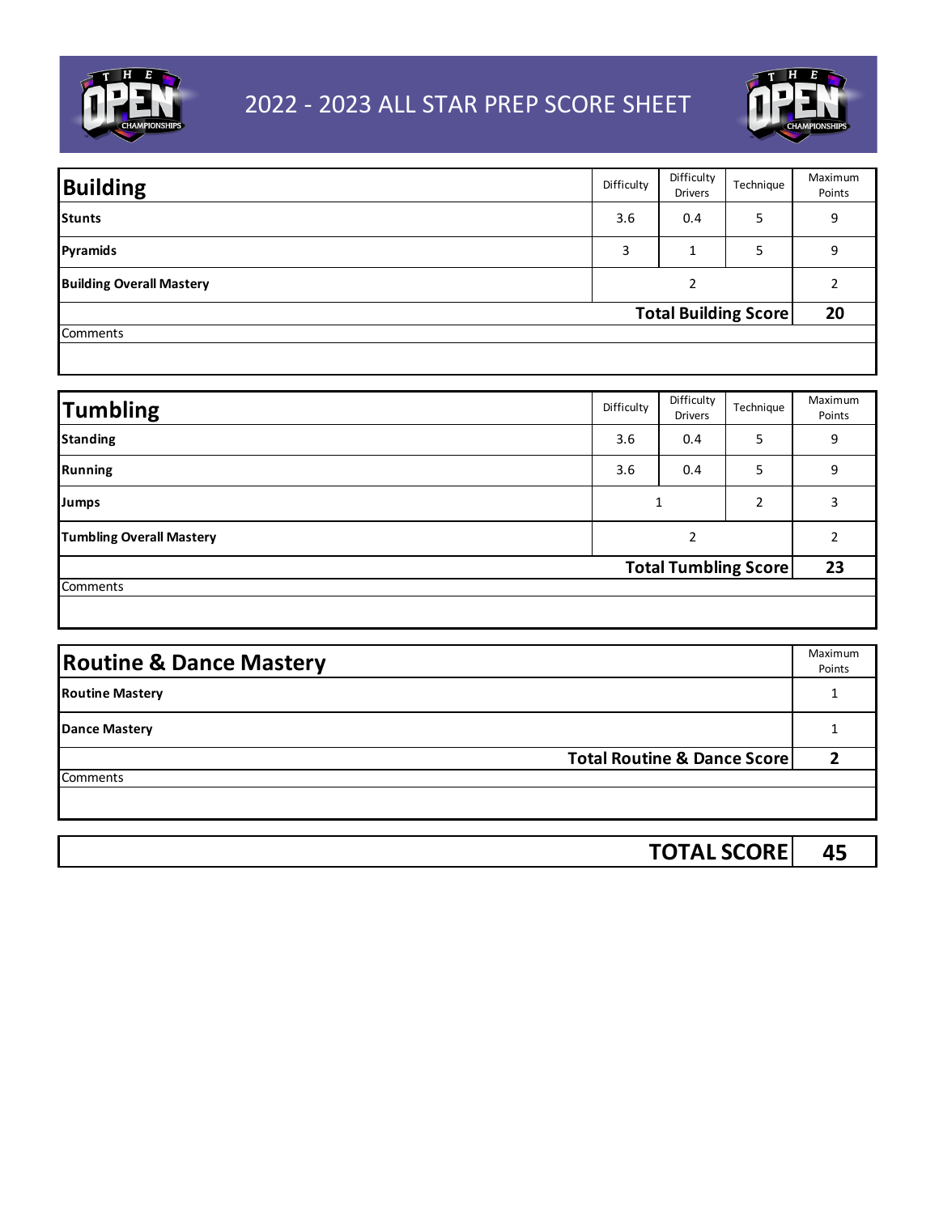# 2022 - 2023 ALL STAR PREP SCORE SHEET

| Building | Difficulty | Difficulty Drivers | Technique | Maximum Points |
|---|---|---|---|---|
| **Stunts** | 3.6 | 0.4 | 5 | 9 |
| **Pyramids** | 3 | 1 | 5 | 9 |
| **Building Overall Mastery** | | 2 | | 2 |
| | | | **Total Building Score** | **20** |

Comments

| Tumbling | Difficulty | Difficulty Drivers | Technique | Maximum Points |
|---|---|---|---|---|
| **Standing** | 3.6 | 0.4 | 5 | 9 |
| **Running** | 3.6 | 0.4 | 5 | 9 |
| **Jumps** | 1 | | 2 | 3 |
| **Tumbling Overall Mastery** | | 2 | | 2 |
| | | | **Total Tumbling Score** | **23** |

Comments

| Routine & Dance Mastery | Maximum Points |
|---|---|
| **Routine Mastery** | 1 |
| **Dance Mastery** | 1 |
| **Total Routine & Dance Score** | **2** |

Comments

| | |
|---|---|
| **TOTAL SCORE** | **45** |